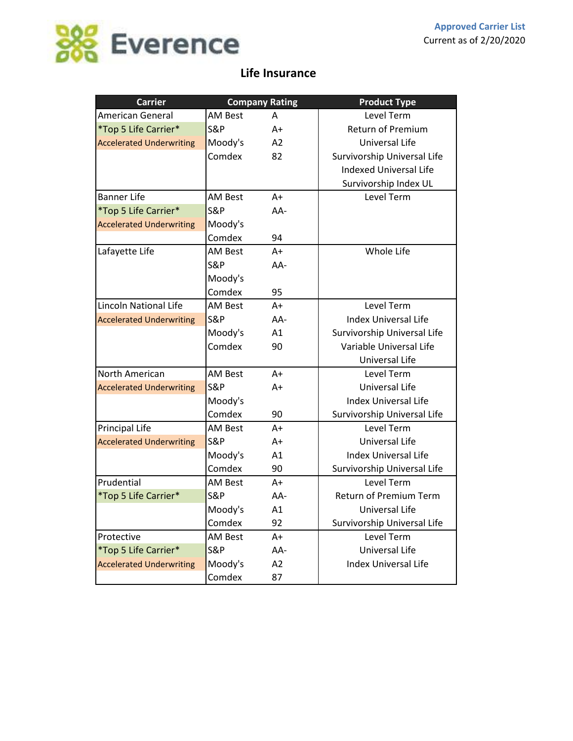**Approved Carrier List**
Current as of 2/20/2020

# Life Insurance

| Carrier | Company Rating | | Product Type |
|---|---|---|---|
| American General | AM Best | A | Level Term |
| *Top 5 Life Carrier* | S&P | A+ | Return of Premium |
| Accelerated Underwriting | Moody's | A2 | Universal Life |
| | Comdex | 82 | Survivorship Universal Life |
| | | | Indexed Universal Life |
| | | | Survivorship Index UL |
| Banner Life | AM Best | A+ | Level Term |
| *Top 5 Life Carrier* | S&P | AA- | |
| Accelerated Underwriting | Moody's | | |
| | Comdex | 94 | |
| Lafayette Life | AM Best | A+ | Whole Life |
| | S&P | AA- | |
| | Moody's | | |
| | Comdex | 95 | |
| Lincoln National Life | AM Best | A+ | Level Term |
| Accelerated Underwriting | S&P | AA- | Index Universal Life |
| | Moody's | A1 | Survivorship Universal Life |
| | Comdex | 90 | Variable Universal Life |
| | | | Universal Life |
| North American | AM Best | A+ | Level Term |
| Accelerated Underwriting | S&P | A+ | Universal Life |
| | Moody's | | Index Universal Life |
| | Comdex | 90 | Survivorship Universal Life |
| Principal Life | AM Best | A+ | Level Term |
| Accelerated Underwriting | S&P | A+ | Universal Life |
| | Moody's | A1 | Index Universal Life |
| | Comdex | 90 | Survivorship Universal Life |
| Prudential | AM Best | A+ | Level Term |
| *Top 5 Life Carrier* | S&P | AA- | Return of Premium Term |
| | Moody's | A1 | Universal Life |
| | Comdex | 92 | Survivorship Universal Life |
| Protective | AM Best | A+ | Level Term |
| *Top 5 Life Carrier* | S&P | AA- | Universal Life |
| Accelerated Underwriting | Moody's | A2 | Index Universal Life |
| | Comdex | 87 | |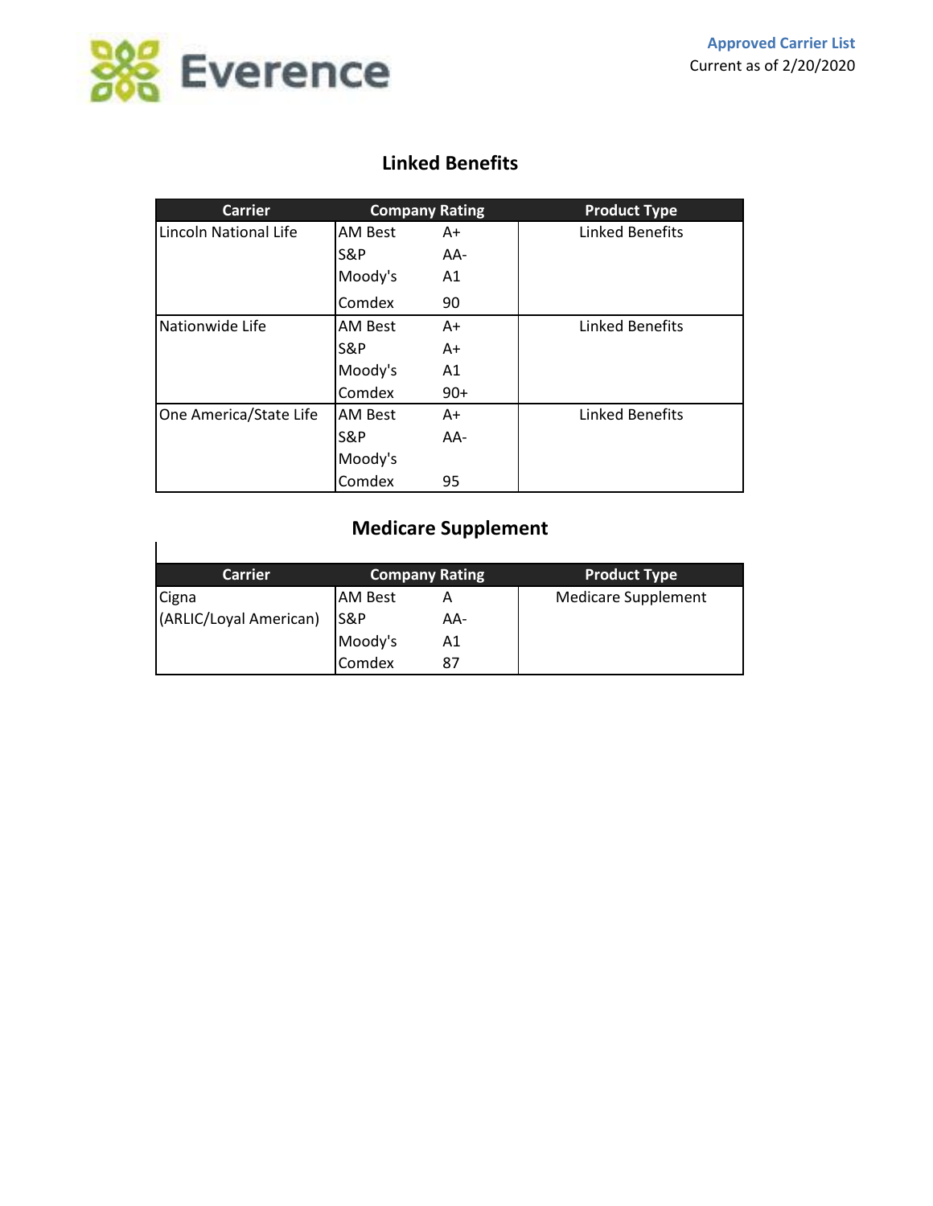**Approved Carrier List**
Current as of 2/20/2020

## Linked Benefits

| Carrier | Company Rating | | Product Type |
|---|---|---|---|
| Lincoln National Life | AM Best | A+ | Linked Benefits |
| | S&P | AA- | |
| | Moody's | A1 | |
| | Comdex | 90 | |
| Nationwide Life | AM Best | A+ | Linked Benefits |
| | S&P | A+ | |
| | Moody's | A1 | |
| | Comdex | 90+ | |
| One America/State Life | AM Best | A+ | Linked Benefits |
| | S&P | AA- | |
| | Moody's | | |
| | Comdex | 95 | |

## Medicare Supplement

| Carrier | Company Rating | | Product Type |
|---|---|---|---|
| Cigna | AM Best | A | Medicare Supplement |
| (ARLIC/Loyal American) | S&P | AA- | |
| | Moody's | A1 | |
| | Comdex | 87 | |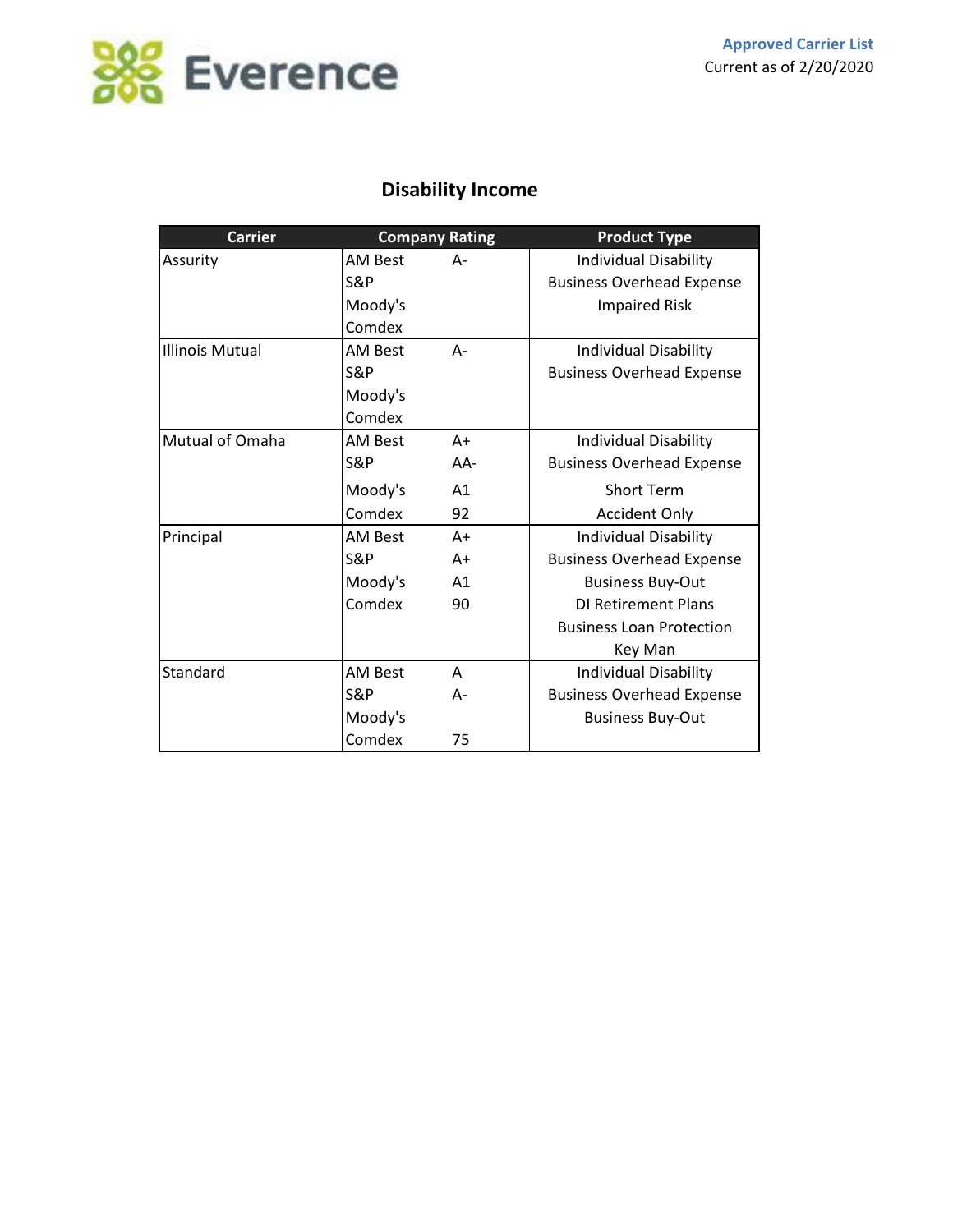Approved Carrier List
Current as of 2/20/2020

## Disability Income

| Carrier | Company Rating | | Product Type |
|---|---|---|---|
| Assurity | AM Best<br>S&P<br>Moody's<br>Comdex | A-<br><br><br> | Individual Disability<br>Business Overhead Expense<br>Impaired Risk |
| Illinois Mutual | AM Best<br>S&P<br>Moody's<br>Comdex | A-<br><br><br> | Individual Disability<br>Business Overhead Expense |
| Mutual of Omaha | AM Best<br>S&P<br>Moody's<br>Comdex | A+<br>AA-<br>A1<br>92 | Individual Disability<br>Business Overhead Expense<br>Short Term<br>Accident Only |
| Principal | AM Best<br>S&P<br>Moody's<br>Comdex | A+<br>A+<br>A1<br>90 | Individual Disability<br>Business Overhead Expense<br>Business Buy-Out<br>DI Retirement Plans<br>Business Loan Protection<br>Key Man |
| Standard | AM Best<br>S&P<br>Moody's<br>Comdex | A<br>A-<br><br>75 | Individual Disability<br>Business Overhead Expense<br>Business Buy-Out |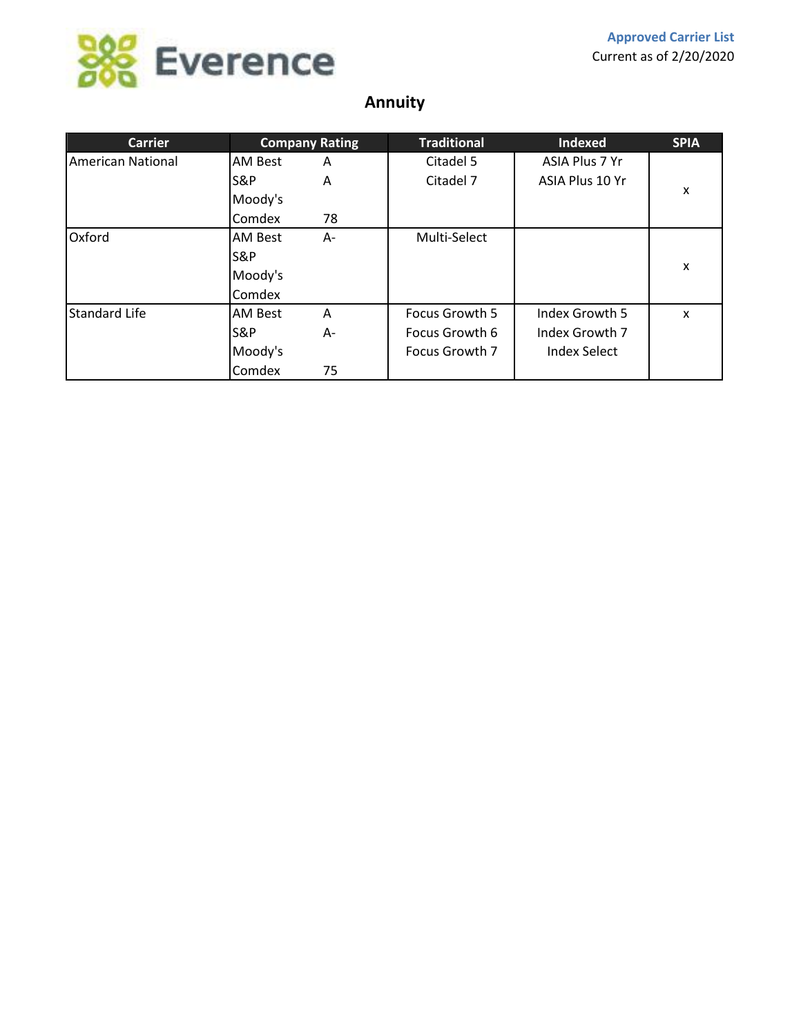Everence

**Approved Carrier List**
Current as of 2/20/2020

## Annuity

| Carrier | Company Rating | | Traditional | Indexed | SPIA |
|---|---|---|---|---|---|
| American National | AM Best | A | Citadel 5 | ASIA Plus 7 Yr | x |
| | S&P | A | Citadel 7 | ASIA Plus 10 Yr | |
| | Moody's | | | | |
| | Comdex | 78 | | | |
| Oxford | AM Best | A- | Multi-Select | | x |
| | S&P | | | | |
| | Moody's | | | | |
| | Comdex | | | | |
| Standard Life | AM Best | A | Focus Growth 5 | Index Growth 5 | x |
| | S&P | A- | Focus Growth 6 | Index Growth 7 | |
| | Moody's | | Focus Growth 7 | Index Select | |
| | Comdex | 75 | | | |